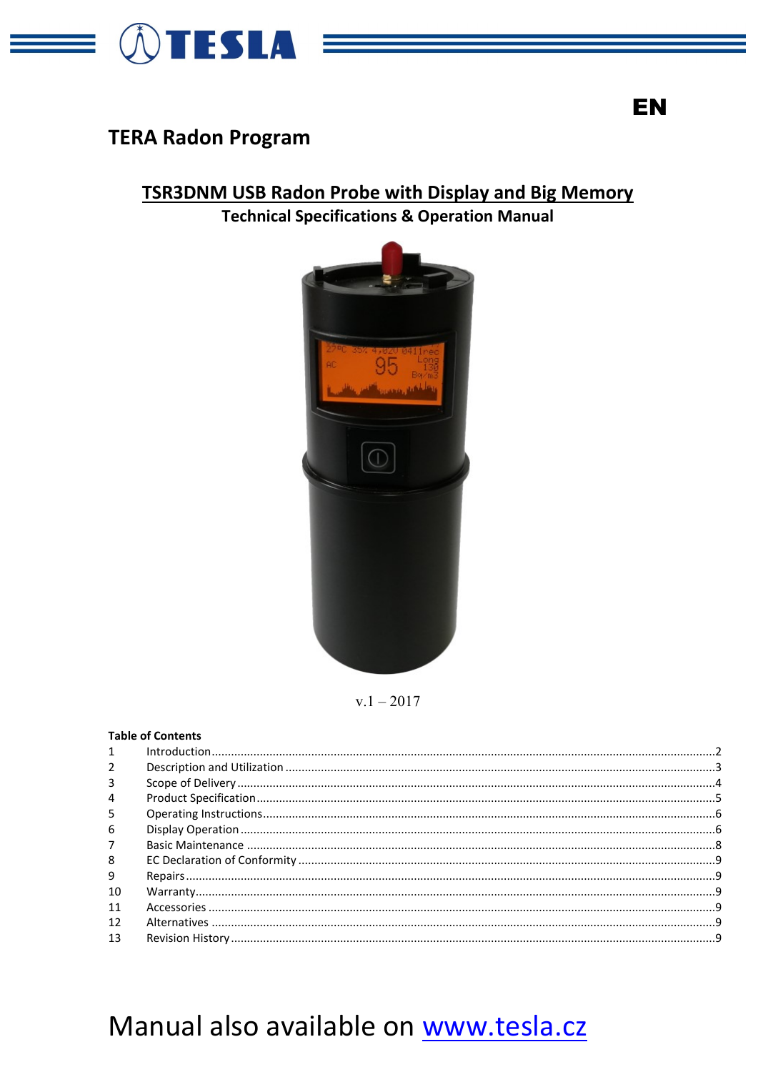TESLA

EN

# TERA Radon Program

## TSR3DNM USB Radon Probe with Display and Big Memory

### Technical Specifications & Operation Manual

v.1 – 2017

**Table of Contents**

| | | |
|---|---|---|
| 1 | Introduction | 2 |
| 2 | Description and Utilization | 3 |
| 3 | Scope of Delivery | 4 |
| 4 | Product Specification | 5 |
| 5 | Operating Instructions | 6 |
| 6 | Display Operation | 6 |
| 7 | Basic Maintenance | 8 |
| 8 | EC Declaration of Conformity | 9 |
| 9 | Repairs | 9 |
| 10 | Warranty | 9 |
| 11 | Accessories | 9 |
| 12 | Alternatives | 9 |
| 13 | Revision History | 9 |

Manual also available on [www.tesla.cz](http://www.tesla.cz)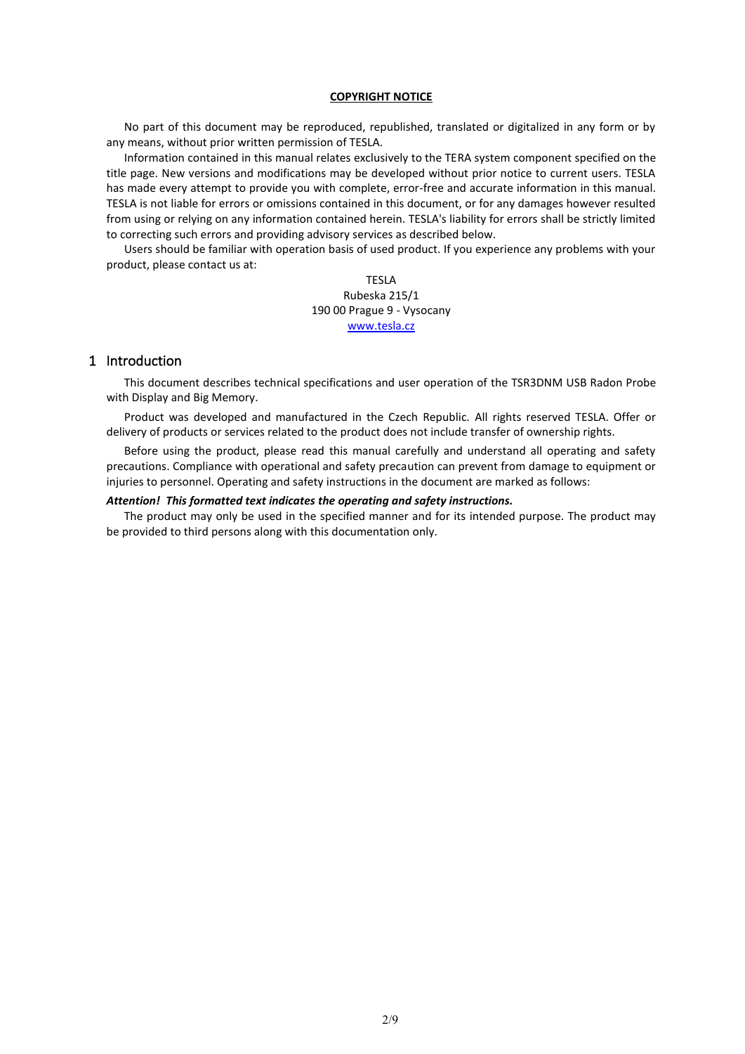**COPYRIGHT NOTICE**

No part of this document may be reproduced, republished, translated or digitalized in any form or by any means, without prior written permission of TESLA.

Information contained in this manual relates exclusively to the TERA system component specified on the title page. New versions and modifications may be developed without prior notice to current users. TESLA has made every attempt to provide you with complete, error-free and accurate information in this manual. TESLA is not liable for errors or omissions contained in this document, or for any damages however resulted from using or relying on any information contained herein. TESLA's liability for errors shall be strictly limited to correcting such errors and providing advisory services as described below.

Users should be familiar with operation basis of used product. If you experience any problems with your product, please contact us at:

TESLA
Rubeska 215/1
190 00 Prague 9 - Vysocany
[www.tesla.cz](http://www.tesla.cz)

# 1 Introduction

This document describes technical specifications and user operation of the TSR3DNM USB Radon Probe with Display and Big Memory.

Product was developed and manufactured in the Czech Republic. All rights reserved TESLA. Offer or delivery of products or services related to the product does not include transfer of ownership rights.

Before using the product, please read this manual carefully and understand all operating and safety precautions. Compliance with operational and safety precaution can prevent from damage to equipment or injuries to personnel. Operating and safety instructions in the document are marked as follows:

***Attention! This formatted text indicates the operating and safety instructions.***

The product may only be used in the specified manner and for its intended purpose. The product may be provided to third persons along with this documentation only.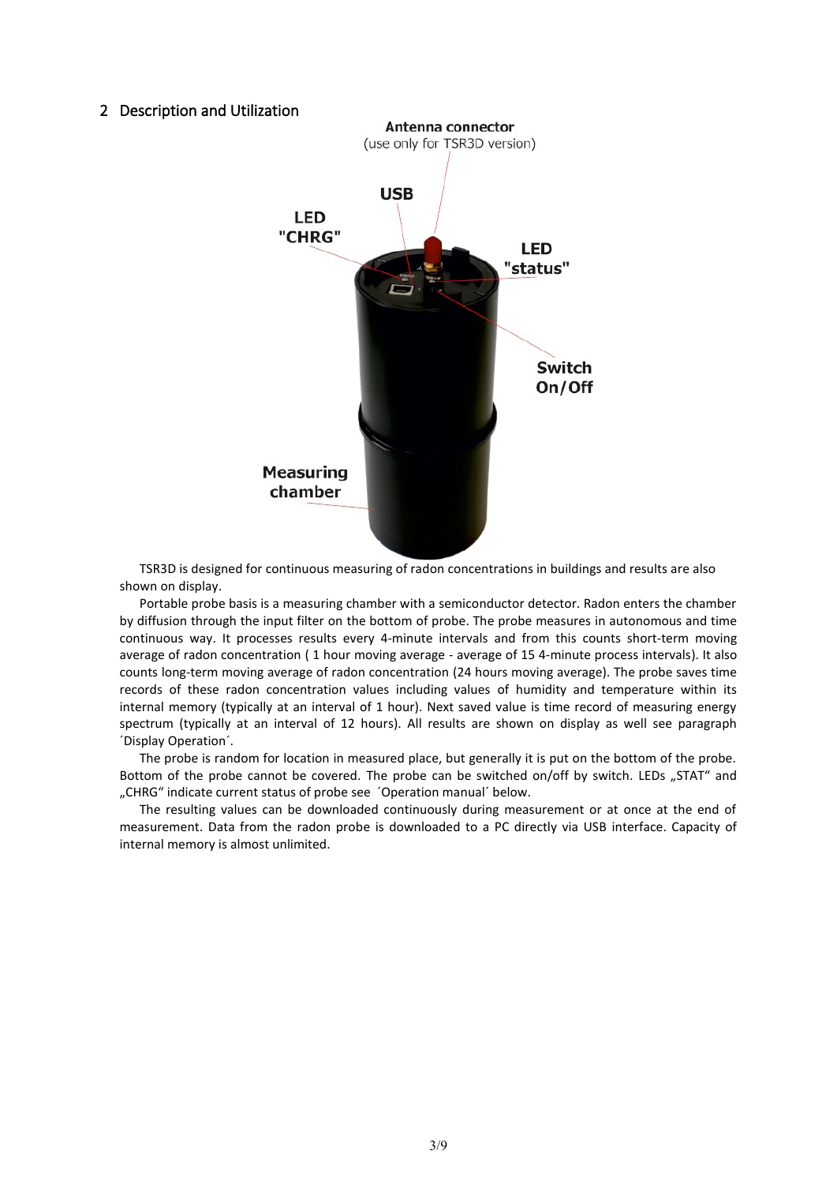## 2 Description and Utilization

TSR3D is designed for continuous measuring of radon concentrations in buildings and results are also shown on display.

Portable probe basis is a measuring chamber with a semiconductor detector. Radon enters the chamber by diffusion through the input filter on the bottom of probe. The probe measures in autonomous and time continuous way. It processes results every 4-minute intervals and from this counts short-term moving average of radon concentration ( 1 hour moving average - average of 15 4-minute process intervals). It also counts long-term moving average of radon concentration (24 hours moving average). The probe saves time records of these radon concentration values including values of humidity and temperature within its internal memory (typically at an interval of 1 hour). Next saved value is time record of measuring energy spectrum (typically at an interval of 12 hours). All results are shown on display as well see paragraph ´Display Operation´.

The probe is random for location in measured place, but generally it is put on the bottom of the probe. Bottom of the probe cannot be covered. The probe can be switched on/off by switch. LEDs „STAT“ and „CHRG“ indicate current status of probe see ´Operation manual´ below.

The resulting values can be downloaded continuously during measurement or at once at the end of measurement. Data from the radon probe is downloaded to a PC directly via USB interface. Capacity of internal memory is almost unlimited.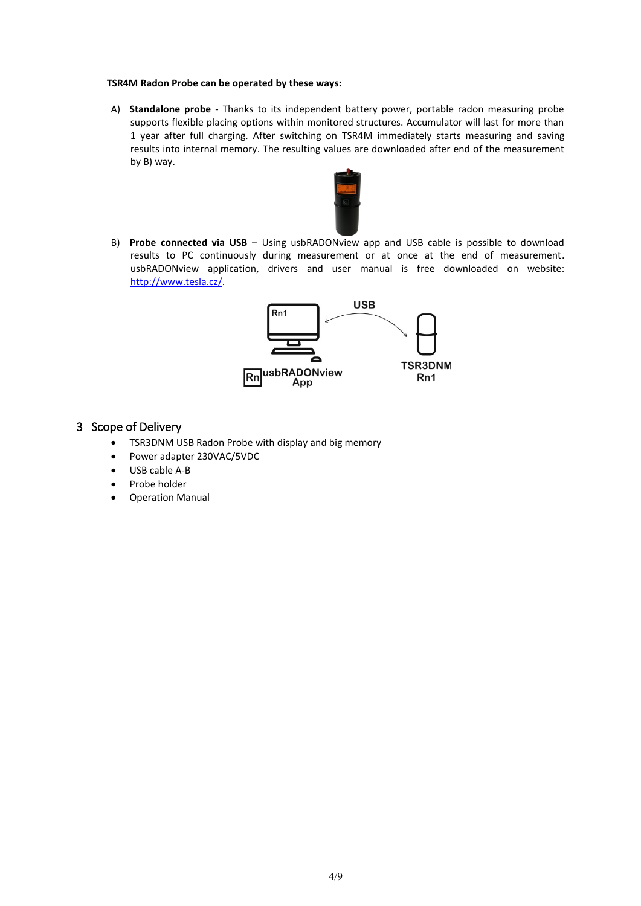**TSR4M Radon Probe can be operated by these ways:**

A) **Standalone probe** - Thanks to its independent battery power, portable radon measuring probe supports flexible placing options within monitored structures. Accumulator will last for more than 1 year after full charging. After switching on TSR4M immediately starts measuring and saving results into internal memory. The resulting values are downloaded after end of the measurement by B) way.

B) **Probe connected via USB** – Using usbRADONview app and USB cable is possible to download results to PC continuously during measurement or at once at the end of measurement. usbRADONview application, drivers and user manual is free downloaded on website: [http://www.tesla.cz/](http://www.tesla.cz/).

## 3 Scope of Delivery

- TSR3DNM USB Radon Probe with display and big memory
- Power adapter 230VAC/5VDC
- USB cable A-B
- Probe holder
- Operation Manual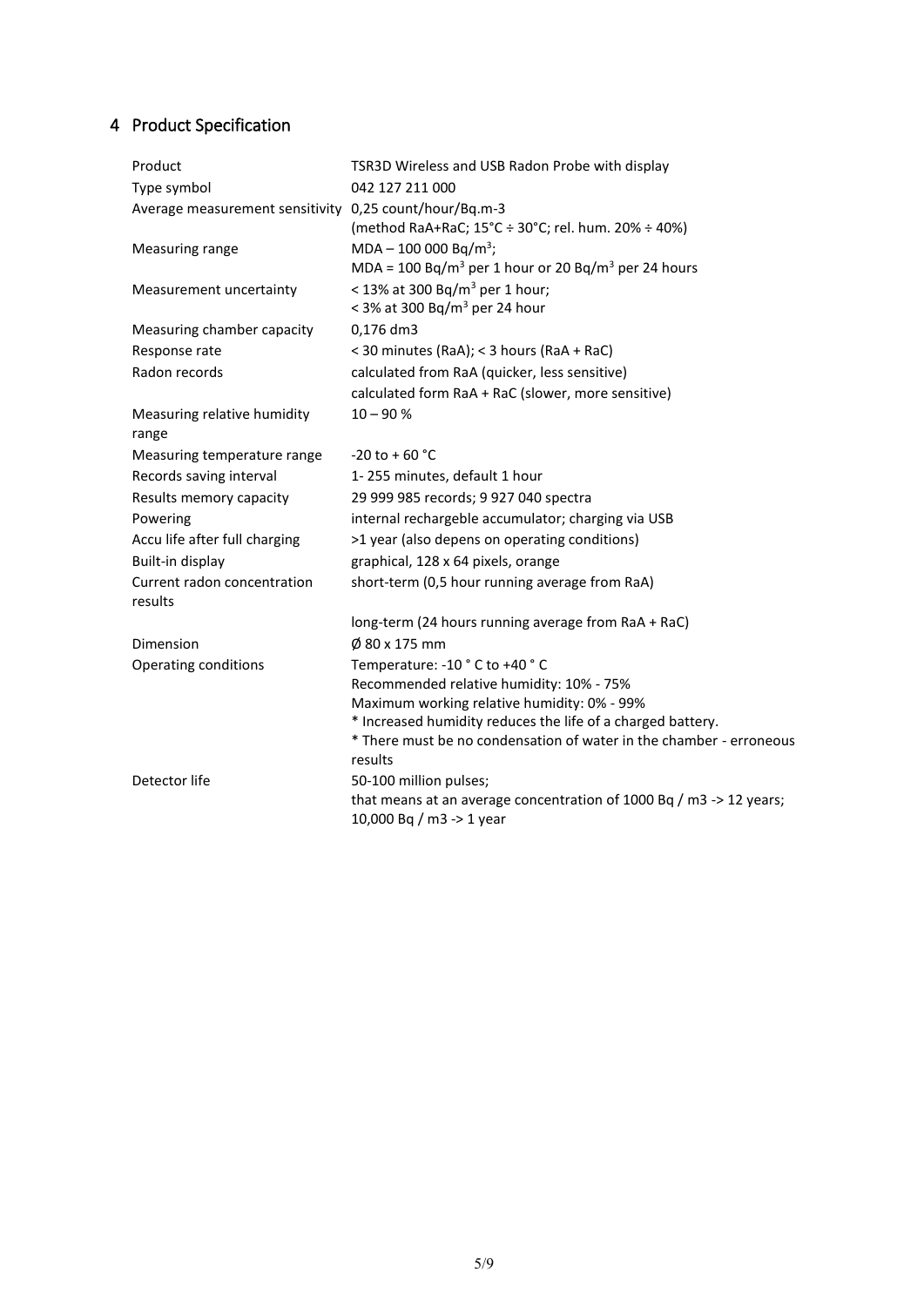## 4 Product Specification

| | |
|---|---|
| Product | TSR3D Wireless and USB Radon Probe with display |
| Type symbol | 042 127 211 000 |
| Average measurement sensitivity | 0,25 count/hour/Bq.m-3<br>(method RaA+RaC; 15°C ÷ 30°C; rel. hum. 20% ÷ 40%) |
| Measuring range | MDA – 100 000 Bq/m$^3$;<br>MDA = 100 Bq/m$^3$ per 1 hour or 20 Bq/m$^3$ per 24 hours |
| Measurement uncertainty | < 13% at 300 Bq/m$^3$ per 1 hour;<br>< 3% at 300 Bq/m$^3$ per 24 hour |
| Measuring chamber capacity | 0,176 dm3 |
| Response rate | < 30 minutes (RaA); < 3 hours (RaA + RaC) |
| Radon records | calculated from RaA (quicker, less sensitive)<br>calculated form RaA + RaC (slower, more sensitive) |
| Measuring relative humidity range | 10 – 90 % |
| Measuring temperature range | -20 to + 60 °C |
| Records saving interval | 1- 255 minutes, default 1 hour |
| Results memory capacity | 29 999 985 records; 9 927 040 spectra |
| Powering | internal rechargeble accumulator; charging via USB |
| Accu life after full charging | >1 year (also depens on operating conditions) |
| Built-in display | graphical, 128 x 64 pixels, orange |
| Current radon concentration results | short-term (0,5 hour running average from RaA)<br>long-term (24 hours running average from RaA + RaC) |
| Dimension | Ø 80 x 175 mm |
| Operating conditions | Temperature: -10 ° C to +40 ° C<br>Recommended relative humidity: 10% - 75%<br>Maximum working relative humidity: 0% - 99%<br>* Increased humidity reduces the life of a charged battery.<br>* There must be no condensation of water in the chamber - erroneous results |
| Detector life | 50-100 million pulses;<br>that means at an average concentration of 1000 Bq / m3 -> 12 years;<br>10,000 Bq / m3 -> 1 year |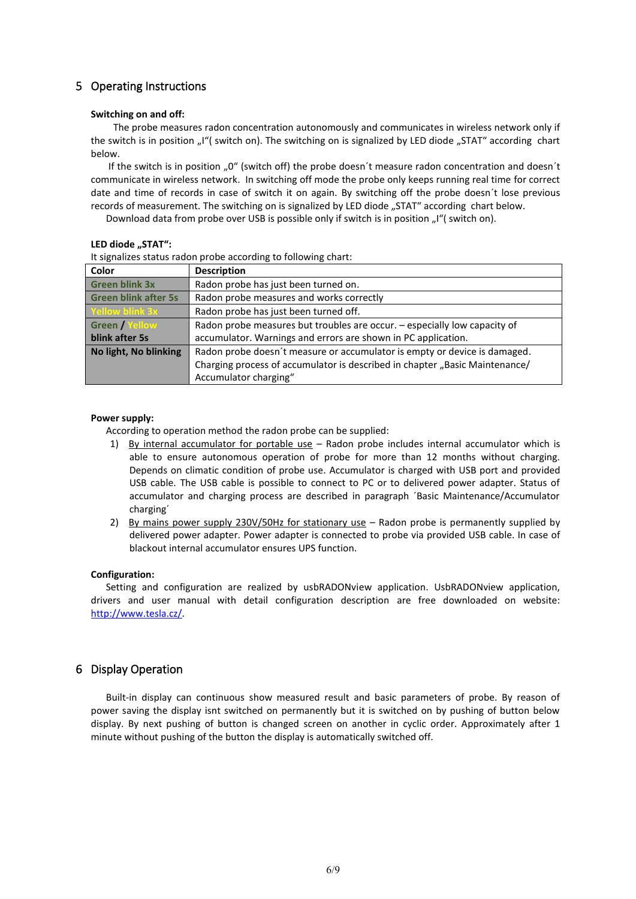## 5 Operating Instructions

**Switching on and off:**

The probe measures radon concentration autonomously and communicates in wireless network only if the switch is in position „I"( switch on). The switching on is signalized by LED diode „STAT" according chart below.

If the switch is in position „0" (switch off) the probe doesn´t measure radon concentration and doesn´t communicate in wireless network. In switching off mode the probe only keeps running real time for correct date and time of records in case of switch it on again. By switching off the probe doesn´t lose previous records of measurement. The switching on is signalized by LED diode „STAT" according chart below.

Download data from probe over USB is possible only if switch is in position „I"( switch on).

**LED diode „STAT":**

It signalizes status radon probe according to following chart:

| Color | Description |
|---|---|
| Green blink 3x | Radon probe has just been turned on. |
| Green blink after 5s | Radon probe measures and works correctly |
| Yellow blink 3x | Radon probe has just been turned off. |
| Green / Yellow blink after 5s | Radon probe measures but troubles are occur. – especially low capacity of accumulator. Warnings and errors are shown in PC application. |
| No light, No blinking | Radon probe doesn´t measure or accumulator is empty or device is damaged. Charging process of accumulator is described in chapter „Basic Maintenance/ Accumulator charging" |

**Power supply:**

According to operation method the radon probe can be supplied:

1) By internal accumulator for portable use – Radon probe includes internal accumulator which is able to ensure autonomous operation of probe for more than 12 months without charging. Depends on climatic condition of probe use. Accumulator is charged with USB port and provided USB cable. The USB cable is possible to connect to PC or to delivered power adapter. Status of accumulator and charging process are described in paragraph ´Basic Maintenance/Accumulator charging´
2) By mains power supply 230V/50Hz for stationary use – Radon probe is permanently supplied by delivered power adapter. Power adapter is connected to probe via provided USB cable. In case of blackout internal accumulator ensures UPS function.

**Configuration:**

Setting and configuration are realized by usbRADONview application. UsbRADONview application, drivers and user manual with detail configuration description are free downloaded on website: http://www.tesla.cz/.

## 6 Display Operation

Built-in display can continuous show measured result and basic parameters of probe. By reason of power saving the display isnt switched on permanently but it is switched on by pushing of button below display. By next pushing of button is changed screen on another in cyclic order. Approximately after 1 minute without pushing of the button the display is automatically switched off.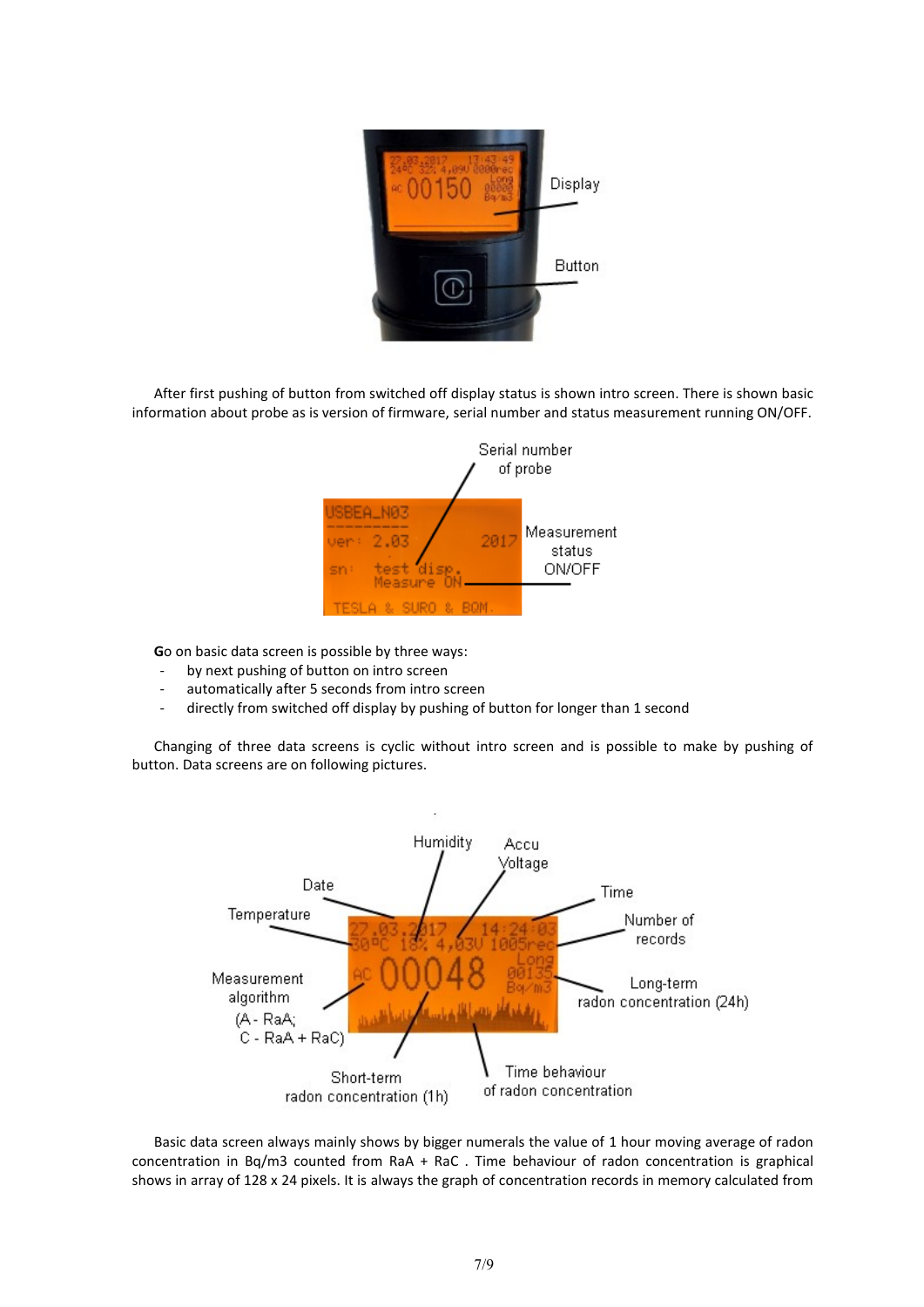After first pushing of button from switched off display status is shown intro screen. There is shown basic information about probe as is version of firmware, serial number and status measurement running ON/OFF.

**G**o on basic data screen is possible by three ways:

- by next pushing of button on intro screen
- automatically after 5 seconds from intro screen
- directly from switched off display by pushing of button for longer than 1 second

Changing of three data screens is cyclic without intro screen and is possible to make by pushing of button. Data screens are on following pictures.

Basic data screen always mainly shows by bigger numerals the value of 1 hour moving average of radon concentration in Bq/m3 counted from RaA + RaC . Time behaviour of radon concentration is graphical shows in array of 128 x 24 pixels. It is always the graph of concentration records in memory calculated from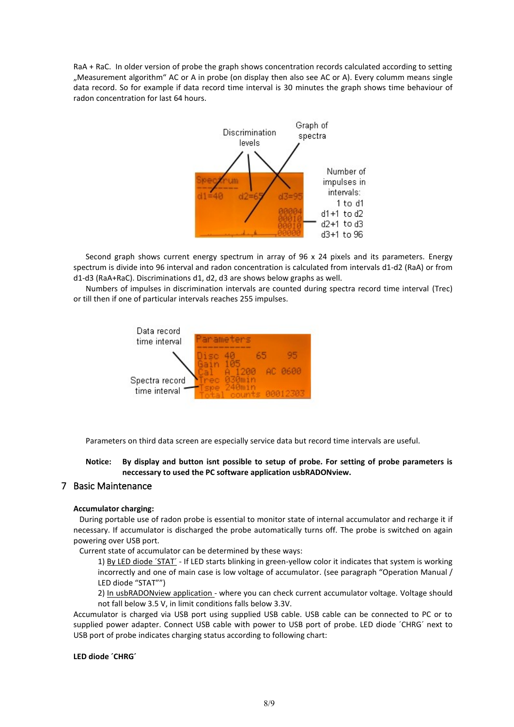RaA + RaC. In older version of probe the graph shows concentration records calculated according to setting „Measurement algorithm" AC or A in probe (on display then also see AC or A). Every columm means single data record. So for example if data record time interval is 30 minutes the graph shows time behaviour of radon concentration for last 64 hours.

Second graph shows current energy spectrum in array of 96 x 24 pixels and its parameters. Energy spectrum is divide into 96 interval and radon concentration is calculated from intervals d1-d2 (RaA) or from d1-d3 (RaA+RaC). Discriminations d1, d2, d3 are shows below graphs as well.

Numbers of impulses in discrimination intervals are counted during spectra record time interval (Trec) or till then if one of particular intervals reaches 255 impulses.

Parameters on third data screen are especially service data but record time intervals are useful.

**Notice: By display and button isnt possible to setup of probe. For setting of probe parameters is neccessary to used the PC software application usbRADONview.**

## 7 Basic Maintenance

**Accumulator charging:**

During portable use of radon probe is essential to monitor state of internal accumulator and recharge it if necessary. If accumulator is discharged the probe automatically turns off. The probe is switched on again powering over USB port.

Current state of accumulator can be determined by these ways:

1) By LED diode ´STAT´ - If LED starts blinking in green-yellow color it indicates that system is working incorrectly and one of main case is low voltage of accumulator. (see paragraph "Operation Manual / LED diode "STAT"")

2) In usbRADONview application - where you can check current accumulator voltage. Voltage should not fall below 3.5 V, in limit conditions falls below 3.3V.

Accumulator is charged via USB port using supplied USB cable. USB cable can be connected to PC or to supplied power adapter. Connect USB cable with power to USB port of probe. LED diode ´CHRG´ next to USB port of probe indicates charging status according to following chart:

**LED diode ´CHRG´**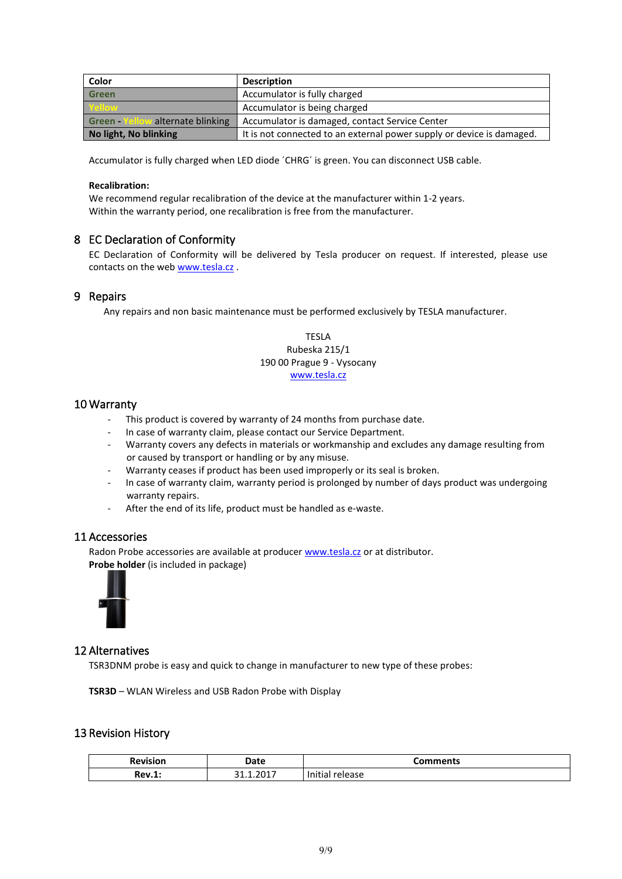| Color | Description |
| --- | --- |
| Green | Accumulator is fully charged |
| Yellow | Accumulator is being charged |
| Green - Yellow alternate blinking | Accumulator is damaged, contact Service Center |
| **No light, No blinking** | It is not connected to an external power supply or device is damaged. |

Accumulator is fully charged when LED diode ´CHRG´ is green. You can disconnect USB cable.

**Recalibration:**
We recommend regular recalibration of the device at the manufacturer within 1-2 years.
Within the warranty period, one recalibration is free from the manufacturer.

## 8 EC Declaration of Conformity

EC Declaration of Conformity will be delivered by Tesla producer on request. If interested, please use contacts on the web www.tesla.cz .

## 9 Repairs

Any repairs and non basic maintenance must be performed exclusively by TESLA manufacturer.

TESLA
Rubeska 215/1
190 00 Prague 9 - Vysocany
www.tesla.cz

## 10 Warranty

- This product is covered by warranty of 24 months from purchase date.
- In case of warranty claim, please contact our Service Department.
- Warranty covers any defects in materials or workmanship and excludes any damage resulting from or caused by transport or handling or by any misuse.
- Warranty ceases if product has been used improperly or its seal is broken.
- In case of warranty claim, warranty period is prolonged by number of days product was undergoing warranty repairs.
- After the end of its life, product must be handled as e-waste.

## 11 Accessories

Radon Probe accessories are available at producer www.tesla.cz or at distributor.
**Probe holder** (is included in package)

## 12 Alternatives

TSR3DNM probe is easy and quick to change in manufacturer to new type of these probes:

**TSR3D** – WLAN Wireless and USB Radon Probe with Display

## 13 Revision History

| Revision | Date | Comments |
| --- | --- | --- |
| **Rev.1:** | 31.1.2017 | Initial release |